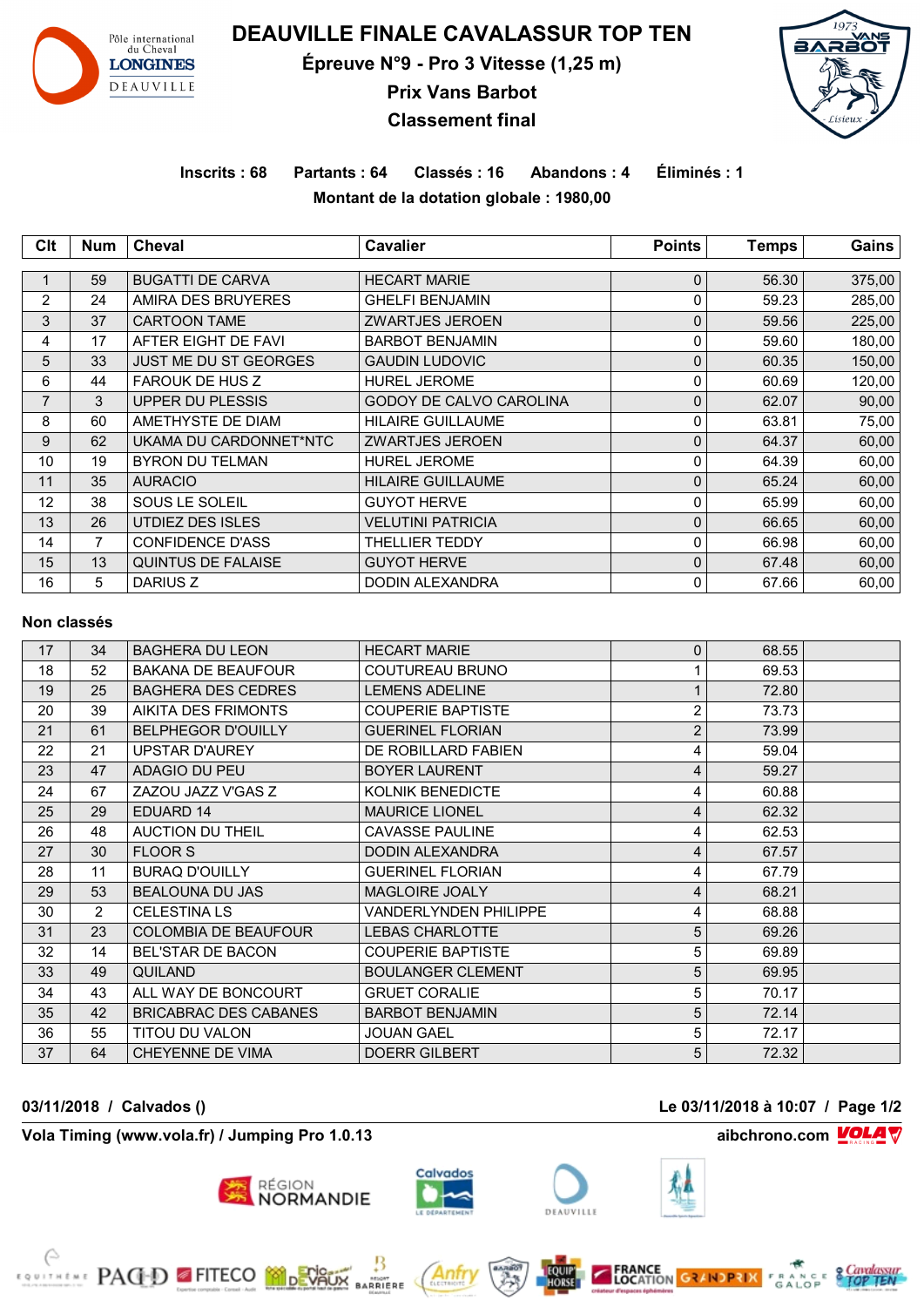# DEAUVILLE FINALE CAVALASSUR TOP TEN

## Épreuve N°9 - Pro 3 Vitesse (1,25 m)

## Prix Vans Barbot

## Classement final

**Inscrits : 68 Partants : 64 Classés : 16 Abandons : 4 Éliminés : 1**

**Montant de la dotation globale : 1980,00**

| Clt | Num | Cheval | Cavalier | Points | Temps | Gains |
|---|---|---|---|---|---|---|
| 1 | 59 | BUGATTI DE CARVA | HECART MARIE | 0 | 56.30 | 375,00 |
| 2 | 24 | AMIRA DES BRUYERES | GHELFI BENJAMIN | 0 | 59.23 | 285,00 |
| 3 | 37 | CARTOON TAME | ZWARTJES JEROEN | 0 | 59.56 | 225,00 |
| 4 | 17 | AFTER EIGHT DE FAVI | BARBOT BENJAMIN | 0 | 59.60 | 180,00 |
| 5 | 33 | JUST ME DU ST GEORGES | GAUDIN LUDOVIC | 0 | 60.35 | 150,00 |
| 6 | 44 | FAROUK DE HUS Z | HUREL JEROME | 0 | 60.69 | 120,00 |
| 7 | 3 | UPPER DU PLESSIS | GODOY DE CALVO CAROLINA | 0 | 62.07 | 90,00 |
| 8 | 60 | AMETHYSTE DE DIAM | HILAIRE GUILLAUME | 0 | 63.81 | 75,00 |
| 9 | 62 | UKAMA DU CARDONNET*NTC | ZWARTJES JEROEN | 0 | 64.37 | 60,00 |
| 10 | 19 | BYRON DU TELMAN | HUREL JEROME | 0 | 64.39 | 60,00 |
| 11 | 35 | AURACIO | HILAIRE GUILLAUME | 0 | 65.24 | 60,00 |
| 12 | 38 | SOUS LE SOLEIL | GUYOT HERVE | 0 | 65.99 | 60,00 |
| 13 | 26 | UTDIEZ DES ISLES | VELUTINI PATRICIA | 0 | 66.65 | 60,00 |
| 14 | 7 | CONFIDENCE D'ASS | THELLIER TEDDY | 0 | 66.98 | 60,00 |
| 15 | 13 | QUINTUS DE FALAISE | GUYOT HERVE | 0 | 67.48 | 60,00 |
| 16 | 5 | DARIUS Z | DODIN ALEXANDRA | 0 | 67.66 | 60,00 |

**Non classés**

| Clt | Num | Cheval | Cavalier | Points | Temps | Gains |
|---|---|---|---|---|---|---|
| 17 | 34 | BAGHERA DU LEON | HECART MARIE | 0 | 68.55 | |
| 18 | 52 | BAKANA DE BEAUFOUR | COUTUREAU BRUNO | 1 | 69.53 | |
| 19 | 25 | BAGHERA DES CEDRES | LEMENS ADELINE | 1 | 72.80 | |
| 20 | 39 | AIKITA DES FRIMONTS | COUPERIE BAPTISTE | 2 | 73.73 | |
| 21 | 61 | BELPHEGOR D'OUILLY | GUERINEL FLORIAN | 2 | 73.99 | |
| 22 | 21 | UPSTAR D'AUREY | DE ROBILLARD FABIEN | 4 | 59.04 | |
| 23 | 47 | ADAGIO DU PEU | BOYER LAURENT | 4 | 59.27 | |
| 24 | 67 | ZAZOU JAZZ V'GAS Z | KOLNIK BENEDICTE | 4 | 60.88 | |
| 25 | 29 | EDUARD 14 | MAURICE LIONEL | 4 | 62.32 | |
| 26 | 48 | AUCTION DU THEIL | CAVASSE PAULINE | 4 | 62.53 | |
| 27 | 30 | FLOOR S | DODIN ALEXANDRA | 4 | 67.57 | |
| 28 | 11 | BURAQ D'OUILLY | GUERINEL FLORIAN | 4 | 67.79 | |
| 29 | 53 | BEALOUNA DU JAS | MAGLOIRE JOALY | 4 | 68.21 | |
| 30 | 2 | CELESTINA LS | VANDERLYNDEN PHILIPPE | 4 | 68.88 | |
| 31 | 23 | COLOMBIA DE BEAUFOUR | LEBAS CHARLOTTE | 5 | 69.26 | |
| 32 | 14 | BEL'STAR DE BACON | COUPERIE BAPTISTE | 5 | 69.89 | |
| 33 | 49 | QUILAND | BOULANGER CLEMENT | 5 | 69.95 | |
| 34 | 43 | ALL WAY DE BONCOURT | GRUET CORALIE | 5 | 70.17 | |
| 35 | 42 | BRICABRAC DES CABANES | BARBOT BENJAMIN | 5 | 72.14 | |
| 36 | 55 | TITOU DU VALON | JOUAN GAEL | 5 | 72.17 | |
| 37 | 64 | CHEYENNE DE VIMA | DOERR GILBERT | 5 | 72.32 | |

**03/11/2018 / Calvados ()** **Le 03/11/2018 à 10:07**

**Vola Timing (www.vola.fr) / Jumping Pro 1.0.13** **aibchrono.com**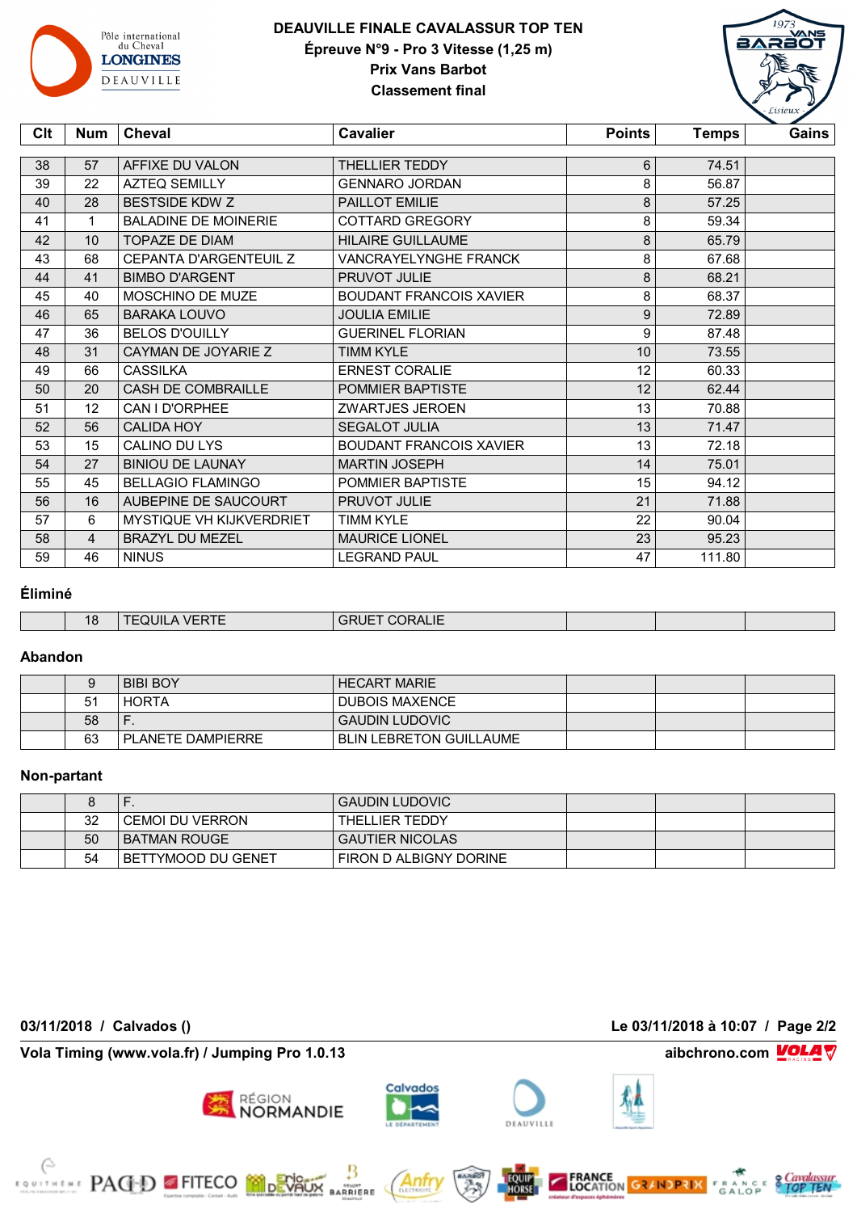**DEAUVILLE FINALE CAVALASSUR TOP TEN**
**Épreuve N°9 - Pro 3 Vitesse (1,25 m)**
**Prix Vans Barbot**
**Classement final**

| Clt | Num | Cheval | Cavalier | Points | Temps | Gains |
|---|---|---|---|---|---|---|
| 38 | 57 | AFFIXE DU VALON | THELLIER TEDDY | 6 | 74.51 | |
| 39 | 22 | AZTEQ SEMILLY | GENNARO JORDAN | 8 | 56.87 | |
| 40 | 28 | BESTSIDE KDW Z | PAILLOT EMILIE | 8 | 57.25 | |
| 41 | 1 | BALADINE DE MOINERIE | COTTARD GREGORY | 8 | 59.34 | |
| 42 | 10 | TOPAZE DE DIAM | HILAIRE GUILLAUME | 8 | 65.79 | |
| 43 | 68 | CEPANTA D'ARGENTEUIL Z | VANCRAYELYNGHE FRANCK | 8 | 67.68 | |
| 44 | 41 | BIMBO D'ARGENT | PRUVOT JULIE | 8 | 68.21 | |
| 45 | 40 | MOSCHINO DE MUZE | BOUDANT FRANCOIS XAVIER | 8 | 68.37 | |
| 46 | 65 | BARAKA LOUVO | JOULIA EMILIE | 9 | 72.89 | |
| 47 | 36 | BELOS D'OUILLY | GUERINEL FLORIAN | 9 | 87.48 | |
| 48 | 31 | CAYMAN DE JOYARIE Z | TIMM KYLE | 10 | 73.55 | |
| 49 | 66 | CASSILKA | ERNEST CORALIE | 12 | 60.33 | |
| 50 | 20 | CASH DE COMBRAILLE | POMMIER BAPTISTE | 12 | 62.44 | |
| 51 | 12 | CAN I D'ORPHEE | ZWARTJES JEROEN | 13 | 70.88 | |
| 52 | 56 | CALIDA HOY | SEGALOT JULIA | 13 | 71.47 | |
| 53 | 15 | CALINO DU LYS | BOUDANT FRANCOIS XAVIER | 13 | 72.18 | |
| 54 | 27 | BINIOU DE LAUNAY | MARTIN JOSEPH | 14 | 75.01 | |
| 55 | 45 | BELLAGIO FLAMINGO | POMMIER BAPTISTE | 15 | 94.12 | |
| 56 | 16 | AUBEPINE DE SAUCOURT | PRUVOT JULIE | 21 | 71.88 | |
| 57 | 6 | MYSTIQUE VH KIJKVERDRIET | TIMM KYLE | 22 | 90.04 | |
| 58 | 4 | BRAZYL DU MEZEL | MAURICE LIONEL | 23 | 95.23 | |
| 59 | 46 | NINUS | LEGRAND PAUL | 47 | 111.80 | |

**Éliminé**

| | | | | | | |
|---|---|---|---|---|---|---|
| | 18 | TEQUILA VERTE | GRUET CORALIE | | | |

**Abandon**

| | | | | | | |
|---|---|---|---|---|---|---|
| | 9 | BIBI BOY | HECART MARIE | | | |
| | 51 | HORTA | DUBOIS MAXENCE | | | |
| | 58 | F. | GAUDIN LUDOVIC | | | |
| | 63 | PLANETE DAMPIERRE | BLIN LEBRETON GUILLAUME | | | |

**Non-partant**

| | | | | | | |
|---|---|---|---|---|---|---|
| | 8 | F. | GAUDIN LUDOVIC | | | |
| | 32 | CEMOI DU VERRON | THELLIER TEDDY | | | |
| | 50 | BATMAN ROUGE | GAUTIER NICOLAS | | | |
| | 54 | BETTYMOOD DU GENET | FIRON D ALBIGNY DORINE | | | |

**03/11/2018 / Calvados ()** **Le 03/11/2018 à 10:07**

**Vola Timing (www.vola.fr) / Jumping Pro 1.0.13** **aibchrono.com**